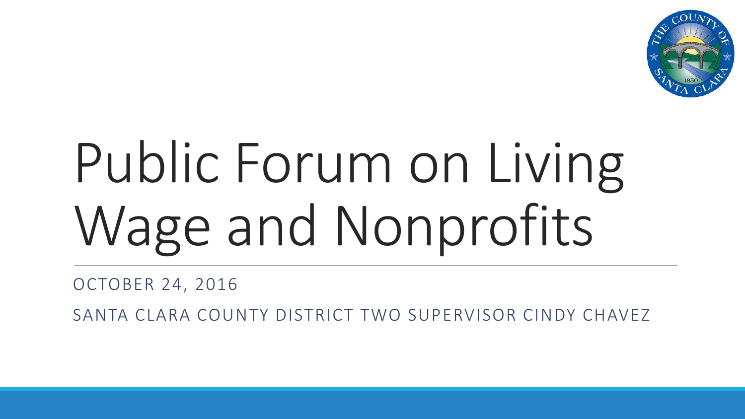# Public Forum on Living Wage and Nonprofits

OCTOBER 24, 2016

SANTA CLARA COUNTY DISTRICT TWO SUPERVISOR CINDY CHAVEZ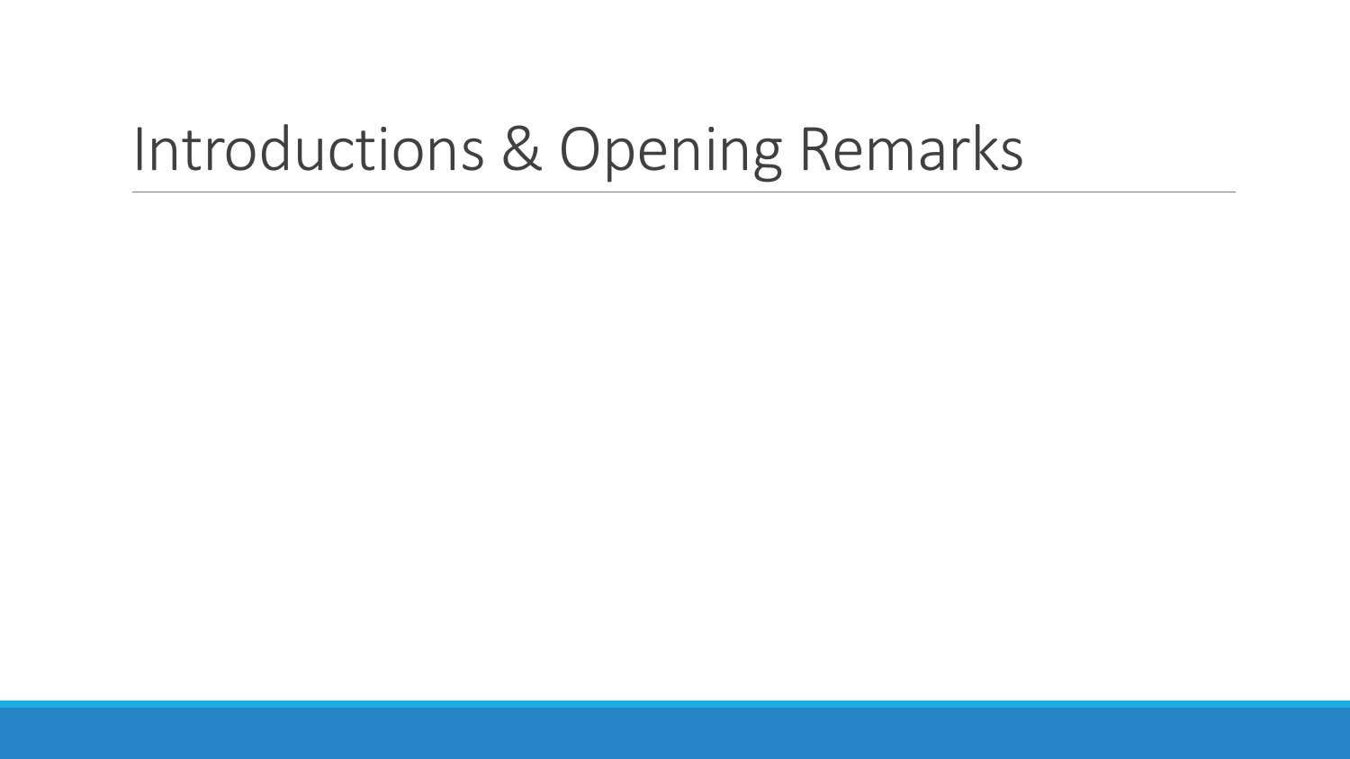# Introductions & Opening Remarks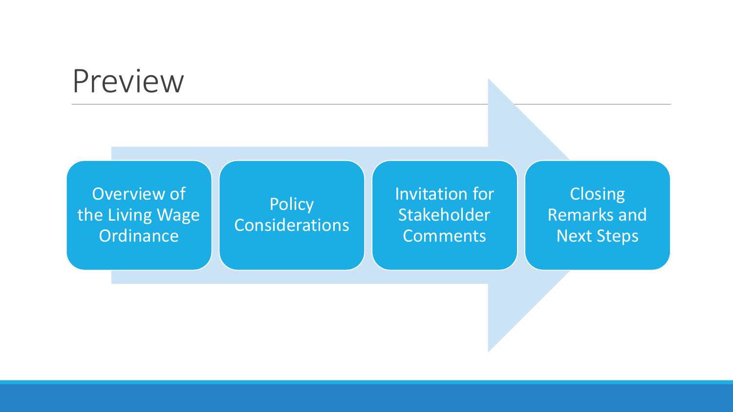# Preview

1. Overview of the Living Wage Ordinance
2. Policy Considerations
3. Invitation for Stakeholder Comments
4. Closing Remarks and Next Steps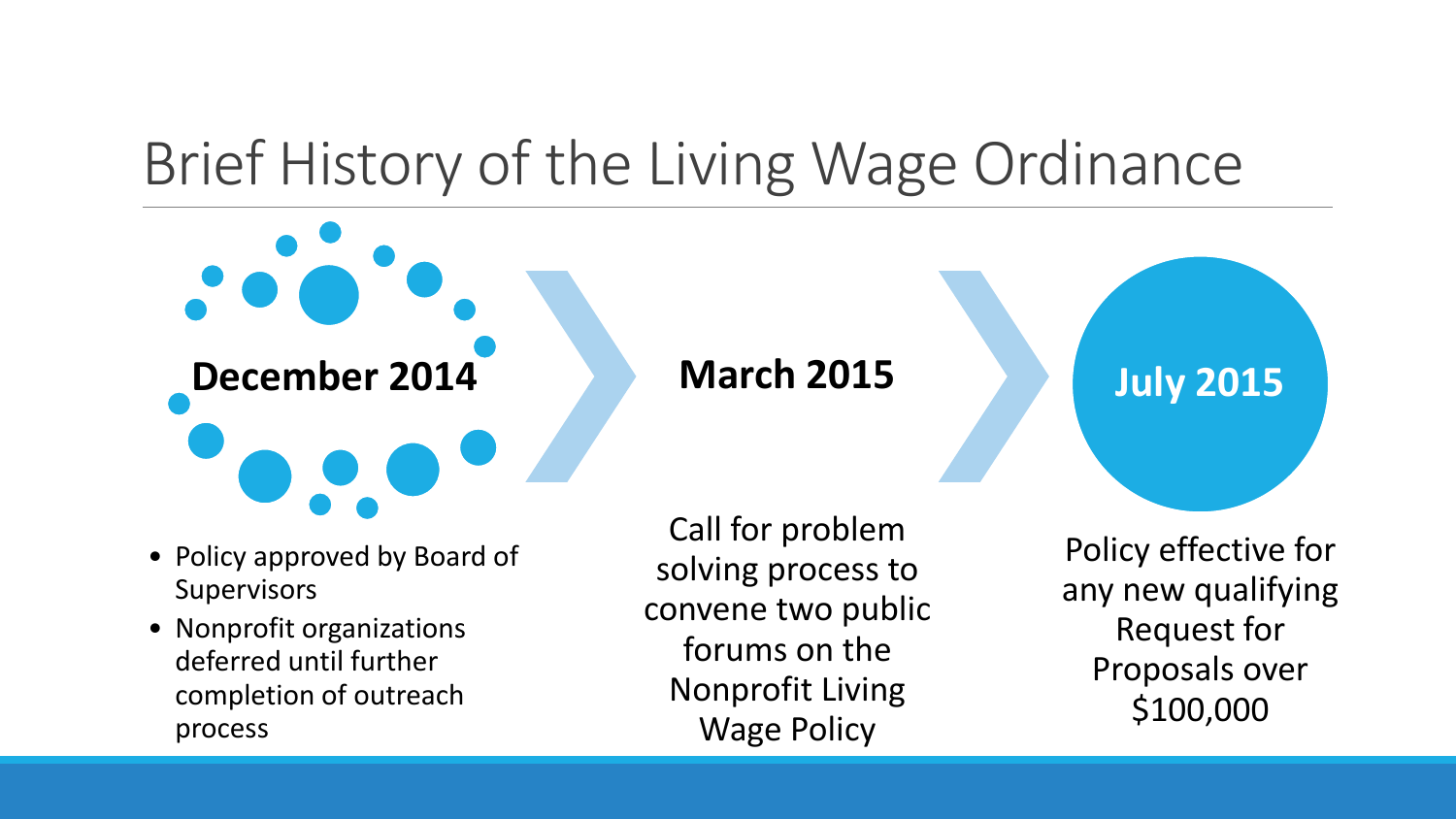# Brief History of the Living Wage Ordinance

**December 2014**

- Policy approved by Board of Supervisors
- Nonprofit organizations deferred until further completion of outreach process

**March 2015**

Call for problem solving process to convene two public forums on the Nonprofit Living Wage Policy

**July 2015**

Policy effective for any new qualifying Request for Proposals over $100,000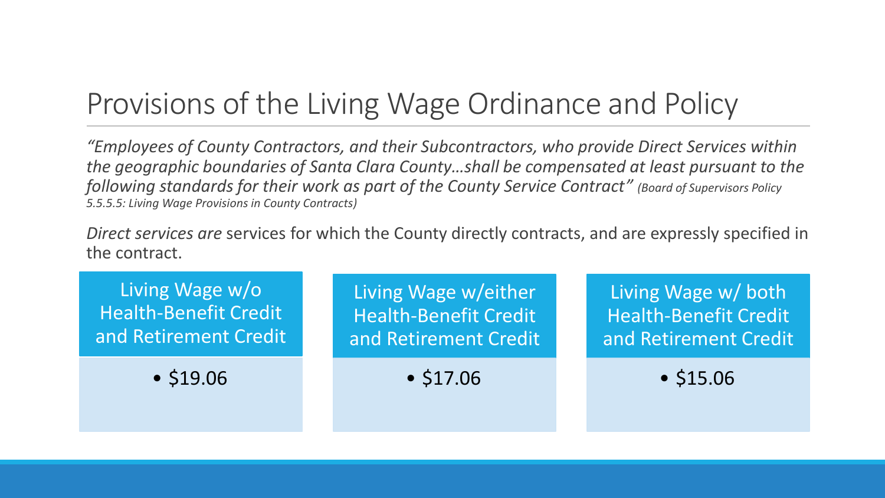# Provisions of the Living Wage Ordinance and Policy

*"Employees of County Contractors, and their Subcontractors, who provide Direct Services within the geographic boundaries of Santa Clara County…shall be compensated at least pursuant to the following standards for their work as part of the County Service Contract" (Board of Supervisors Policy 5.5.5.5: Living Wage Provisions in County Contracts)*

*Direct services are* services for which the County directly contracts, and are expressly specified in the contract.

| Living Wage w/o Health-Benefit Credit and Retirement Credit | Living Wage w/either Health-Benefit Credit and Retirement Credit | Living Wage w/ both Health-Benefit Credit and Retirement Credit |
| --- | --- | --- |
| • $19.06 | • $17.06 | • $15.06 |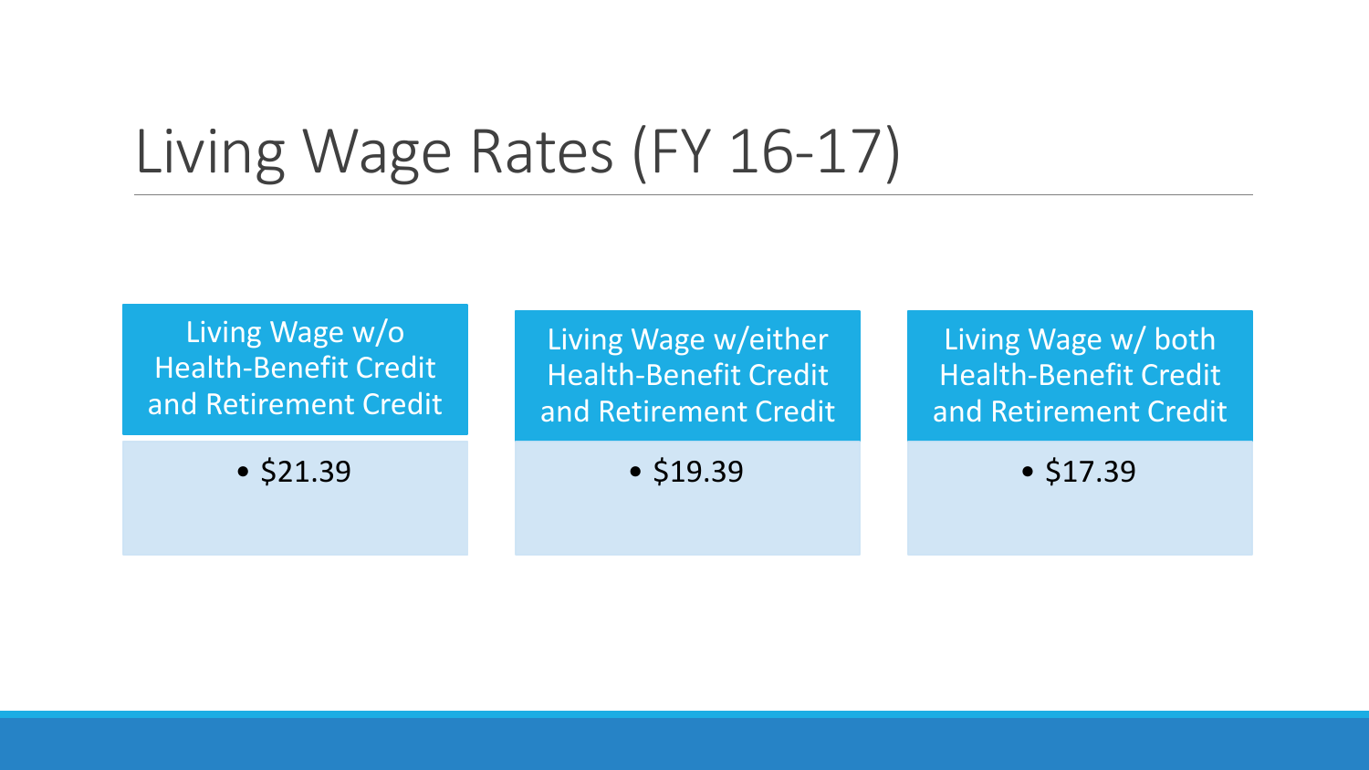# Living Wage Rates (FY 16-17)

| Living Wage w/o Health-Benefit Credit and Retirement Credit | Living Wage w/either Health-Benefit Credit and Retirement Credit | Living Wage w/ both Health-Benefit Credit and Retirement Credit |
| --- | --- | --- |
| • $21.39 | • $19.39 | • $17.39 |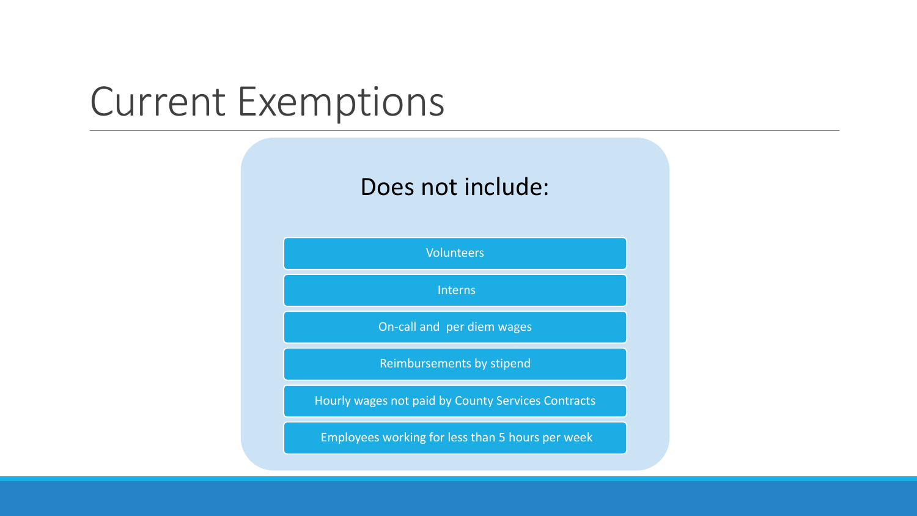# Current Exemptions

Does not include:

- Volunteers
- Interns
- On-call and per diem wages
- Reimbursements by stipend
- Hourly wages not paid by County Services Contracts
- Employees working for less than 5 hours per week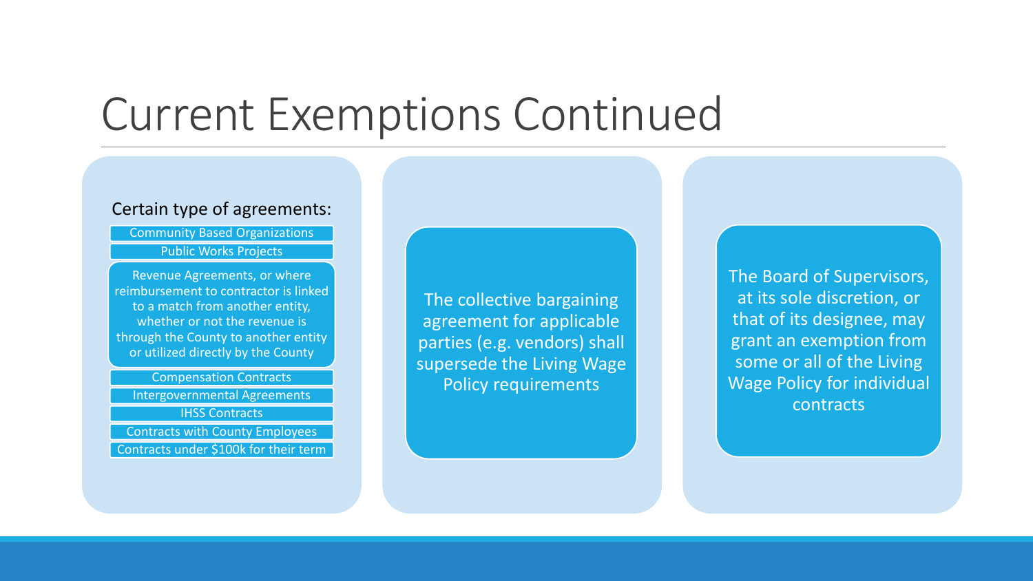# Current Exemptions Continued

Certain type of agreements:

- Community Based Organizations
- Public Works Projects
- Revenue Agreements, or where reimbursement to contractor is linked to a match from another entity, whether or not the revenue is through the County to another entity or utilized directly by the County
- Compensation Contracts
- Intergovernmental Agreements
- IHSS Contracts
- Contracts with County Employees
- Contracts under $100k for their term

The collective bargaining agreement for applicable parties (e.g. vendors) shall supersede the Living Wage Policy requirements

The Board of Supervisors, at its sole discretion, or that of its designee, may grant an exemption from some or all of the Living Wage Policy for individual contracts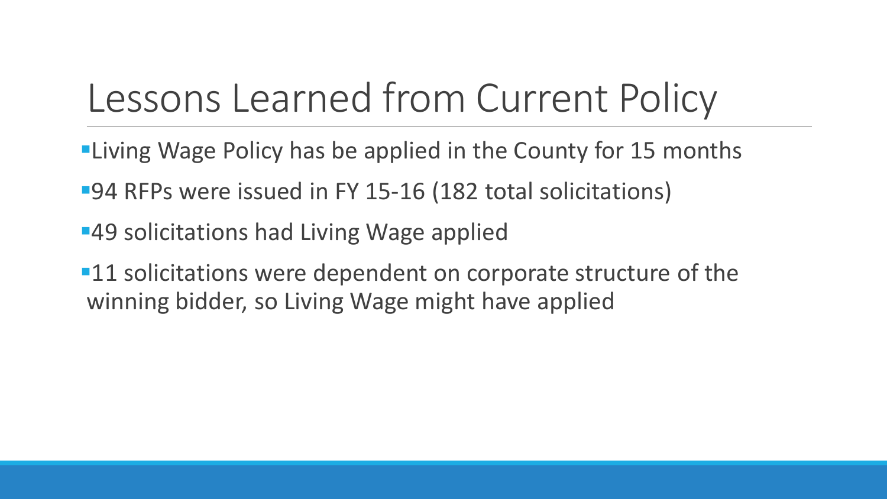# Lessons Learned from Current Policy

- Living Wage Policy has be applied in the County for 15 months
- 94 RFPs were issued in FY 15-16 (182 total solicitations)
- 49 solicitations had Living Wage applied
- 11 solicitations were dependent on corporate structure of the winning bidder, so Living Wage might have applied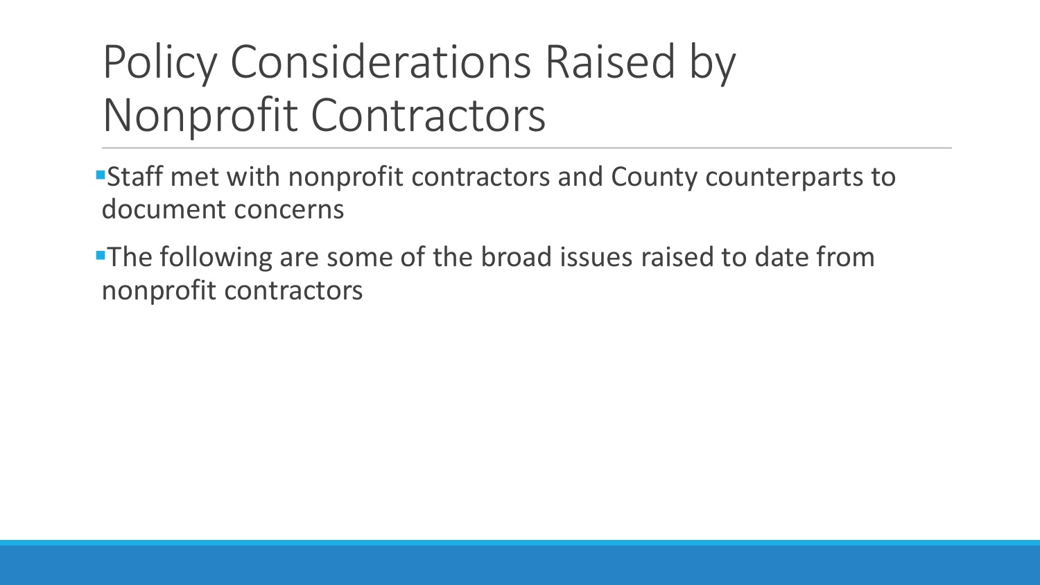# Policy Considerations Raised by Nonprofit Contractors

- Staff met with nonprofit contractors and County counterparts to document concerns
- The following are some of the broad issues raised to date from nonprofit contractors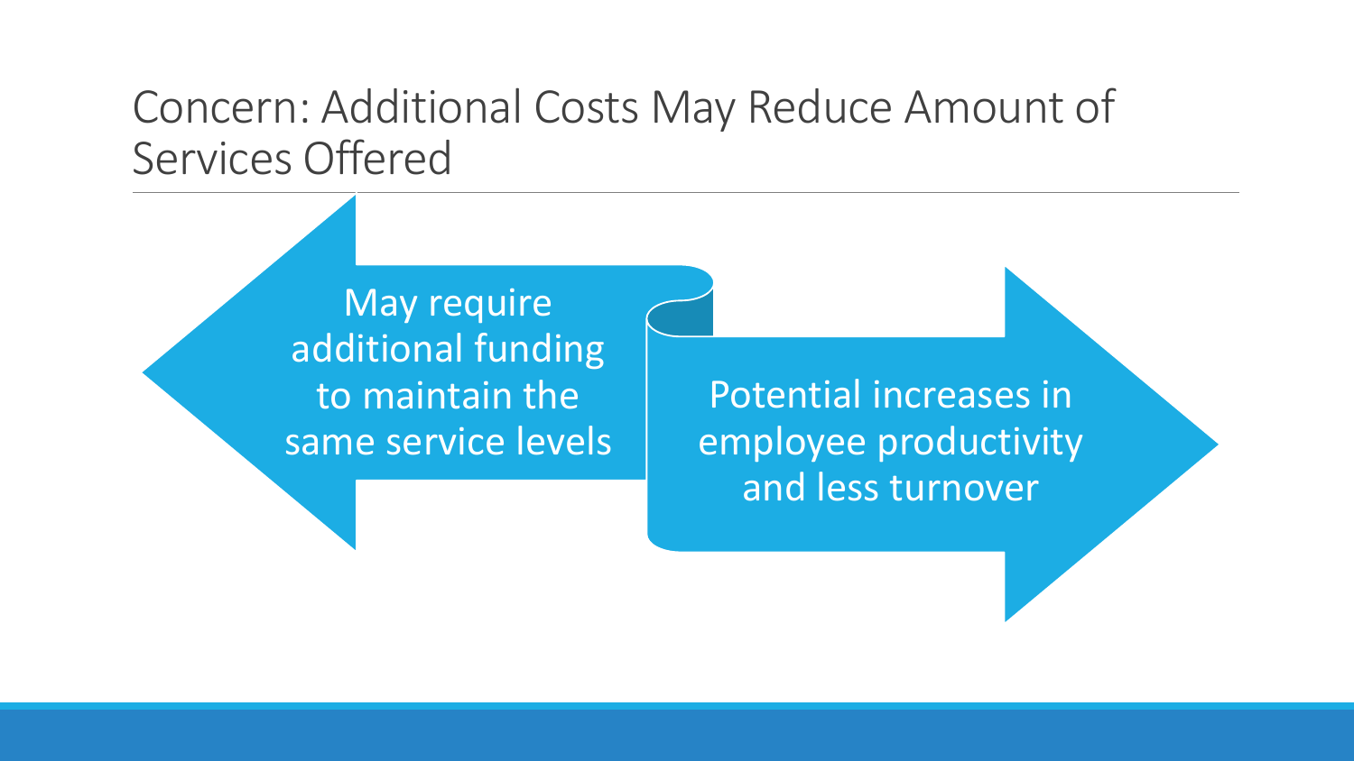# Concern: Additional Costs May Reduce Amount of Services Offered

May require additional funding to maintain the same service levels

Potential increases in employee productivity and less turnover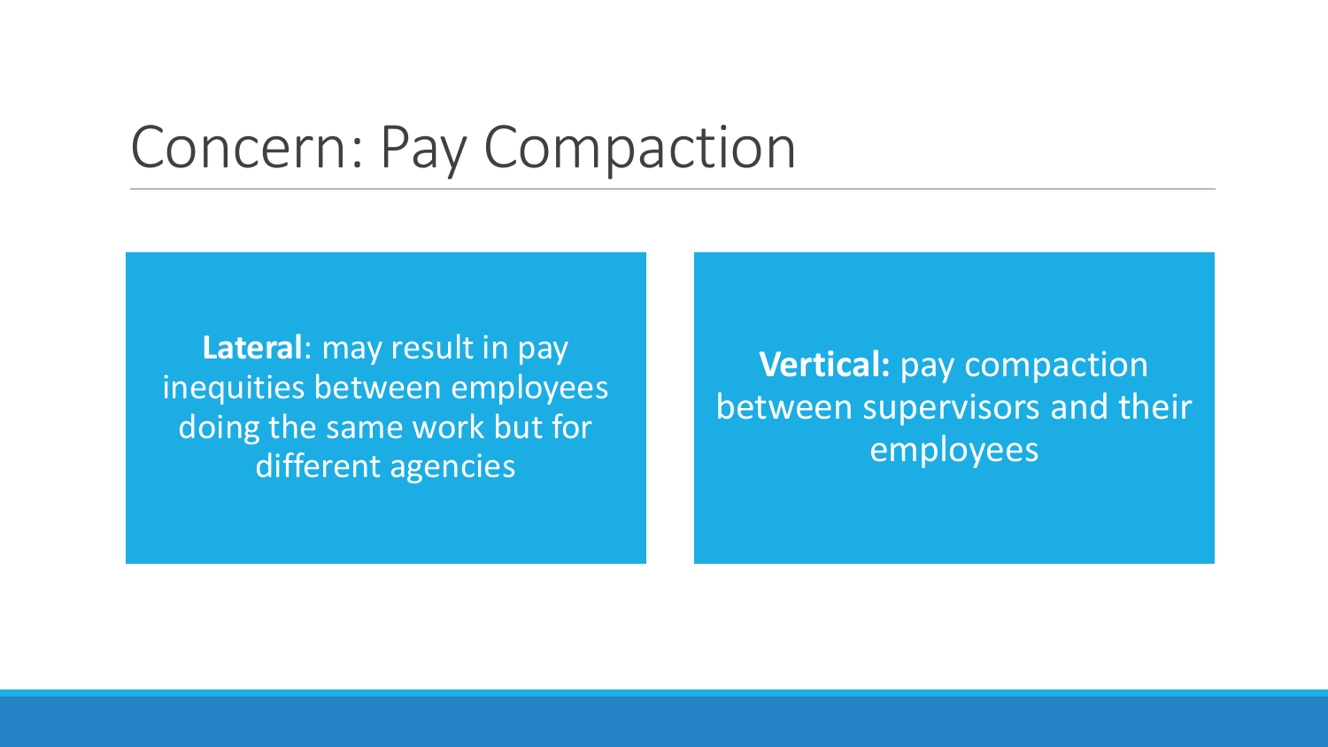# Concern: Pay Compaction

**Lateral**: may result in pay inequities between employees doing the same work but for different agencies

**Vertical:** pay compaction between supervisors and their employees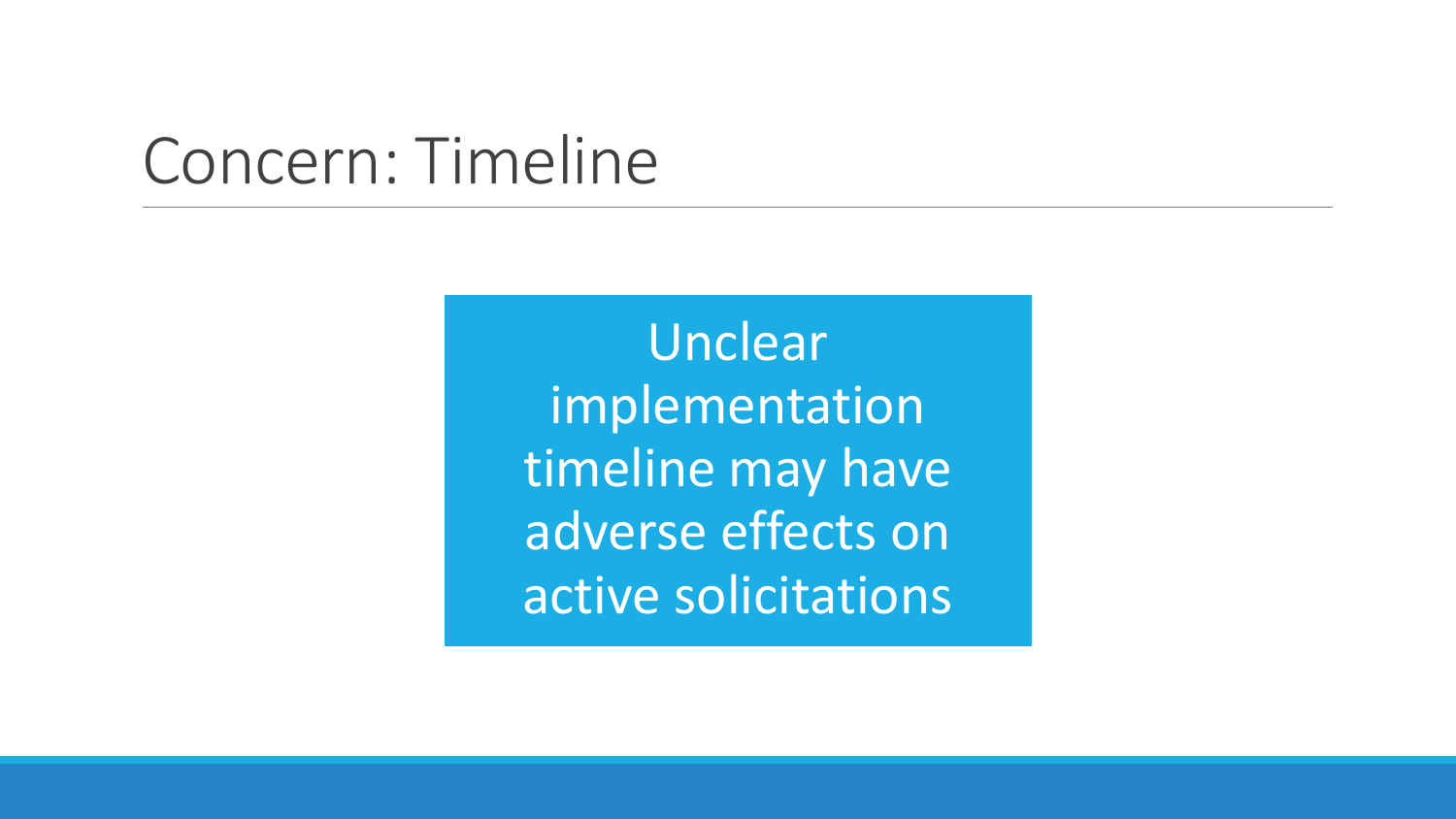# Concern: Timeline

Unclear implementation timeline may have adverse effects on active solicitations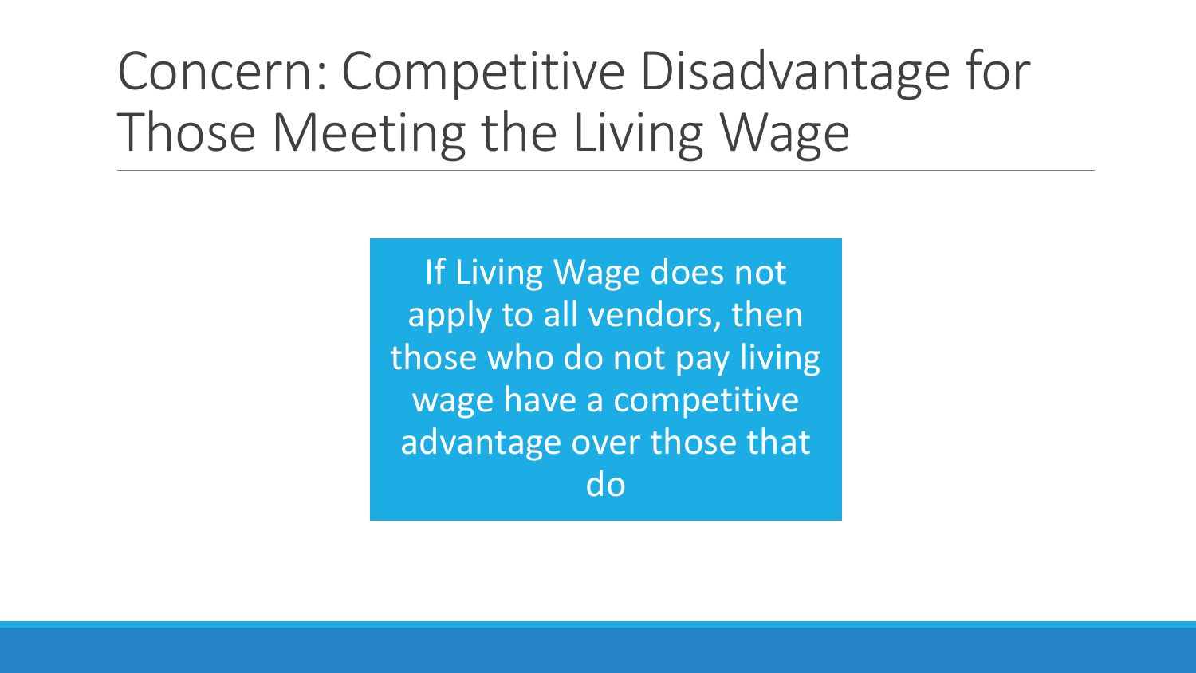# Concern: Competitive Disadvantage for Those Meeting the Living Wage

If Living Wage does not apply to all vendors, then those who do not pay living wage have a competitive advantage over those that do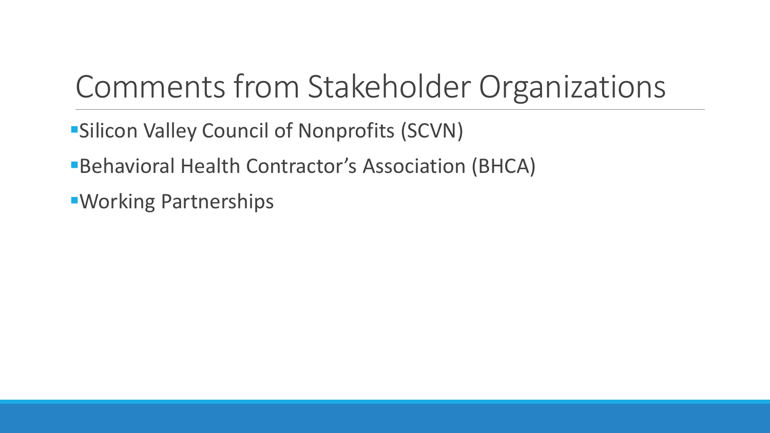# Comments from Stakeholder Organizations

- Silicon Valley Council of Nonprofits (SCVN)
- Behavioral Health Contractor's Association (BHCA)
- Working Partnerships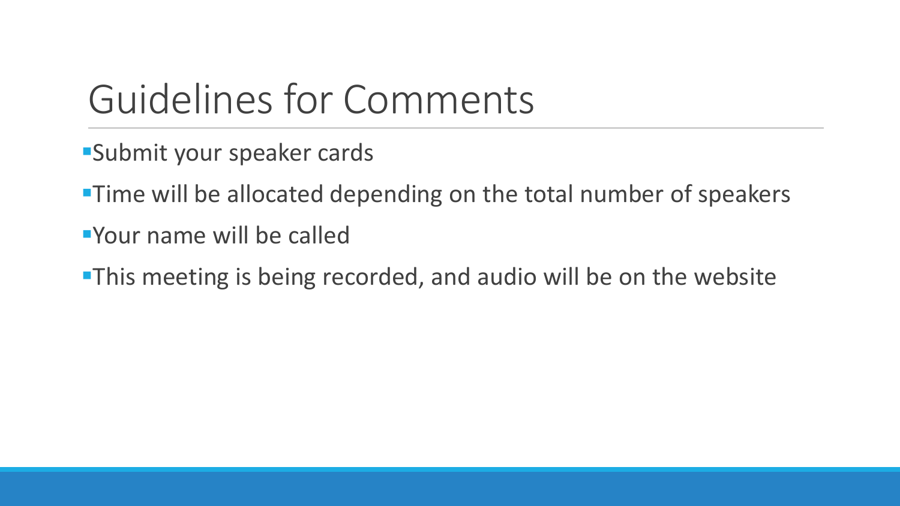# Guidelines for Comments

- Submit your speaker cards
- Time will be allocated depending on the total number of speakers
- Your name will be called
- This meeting is being recorded, and audio will be on the website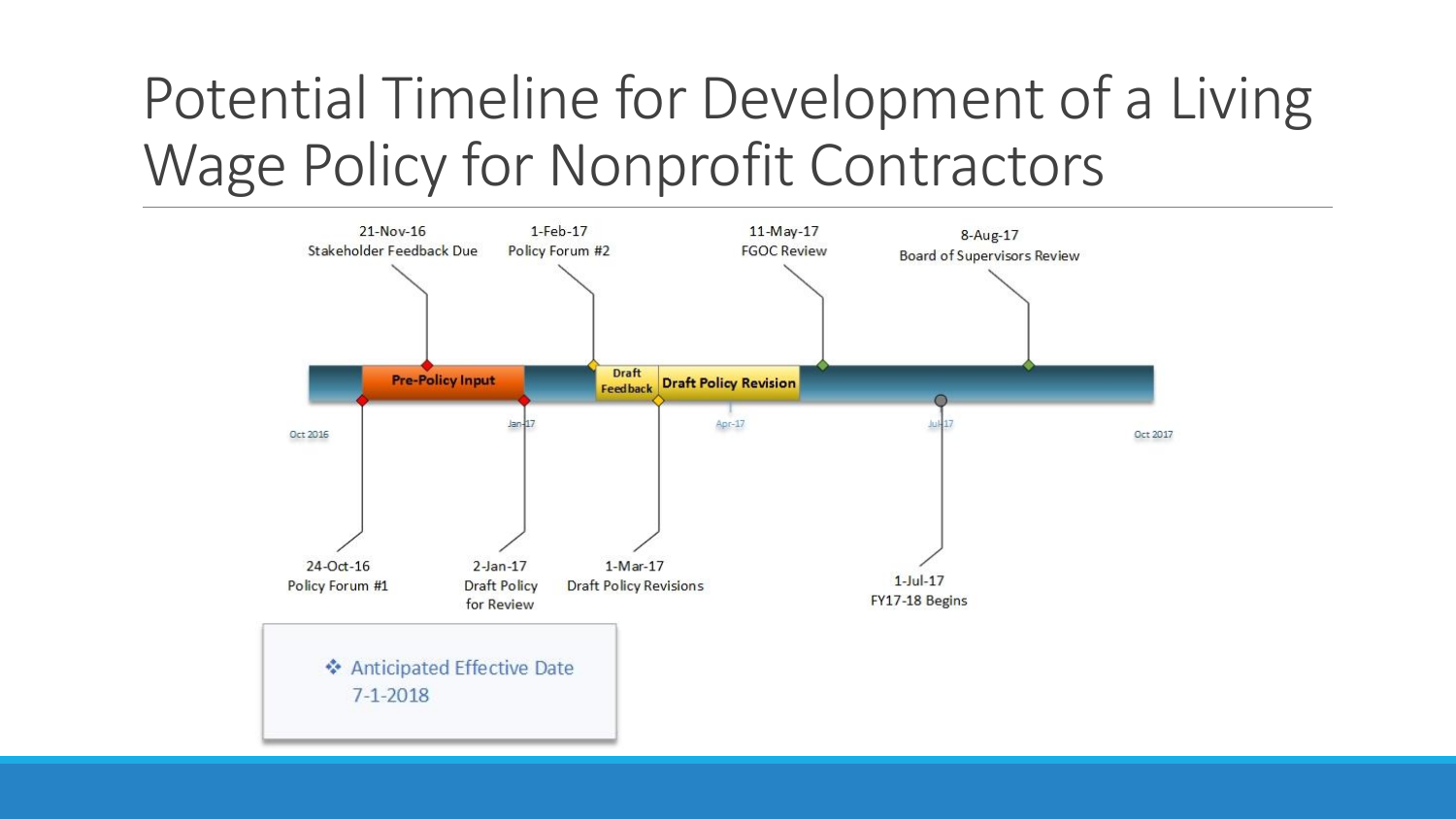# Potential Timeline for Development of a Living Wage Policy for Nonprofit Contractors

- 24-Oct-16 — Policy Forum #1
- 21-Nov-16 — Stakeholder Feedback Due
- 2-Jan-17 — Draft Policy for Review
- 1-Feb-17 — Policy Forum #2
- 1-Mar-17 — Draft Policy Revisions
- 11-May-17 — FGOC Review
- 1-Jul-17 — FY17-18 Begins
- 8-Aug-17 — Board of Supervisors Review

Phases: Pre-Policy Input; Draft Feedback; Draft Policy Revision

Oct 2016 | Jan-17 | Apr-17 | Jul-17 | Oct 2017

❖ Anticipated Effective Date 7-1-2018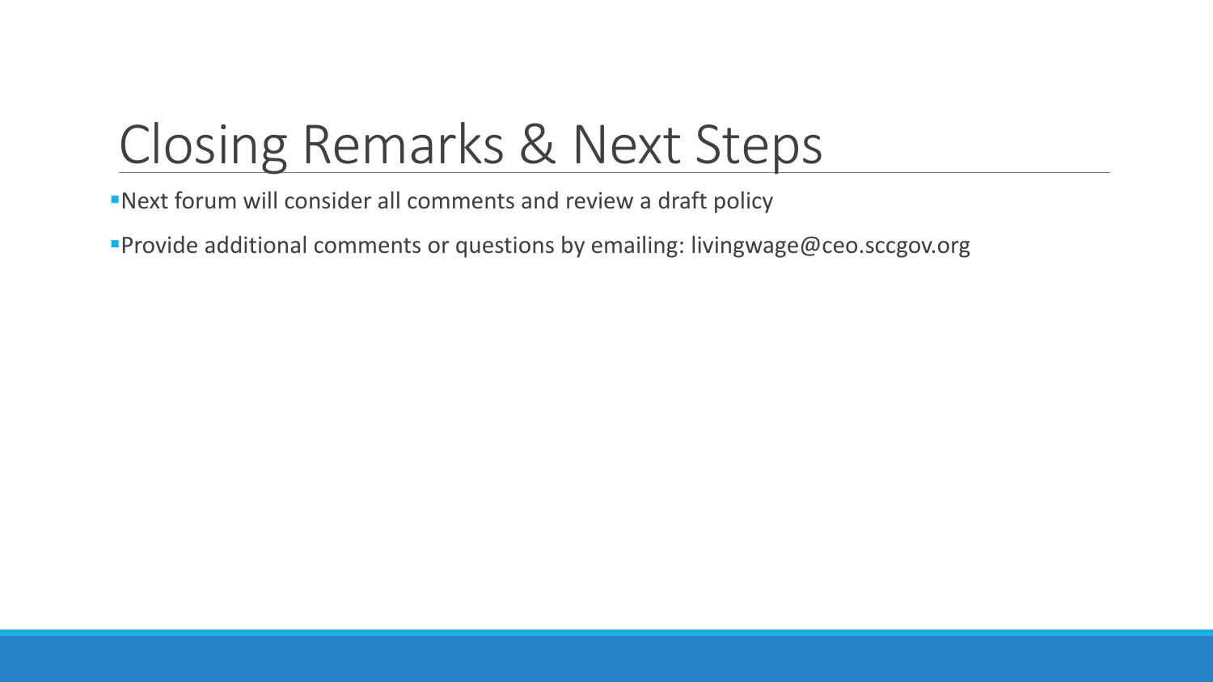# Closing Remarks & Next Steps

- Next forum will consider all comments and review a draft policy
- Provide additional comments or questions by emailing: livingwage@ceo.sccgov.org